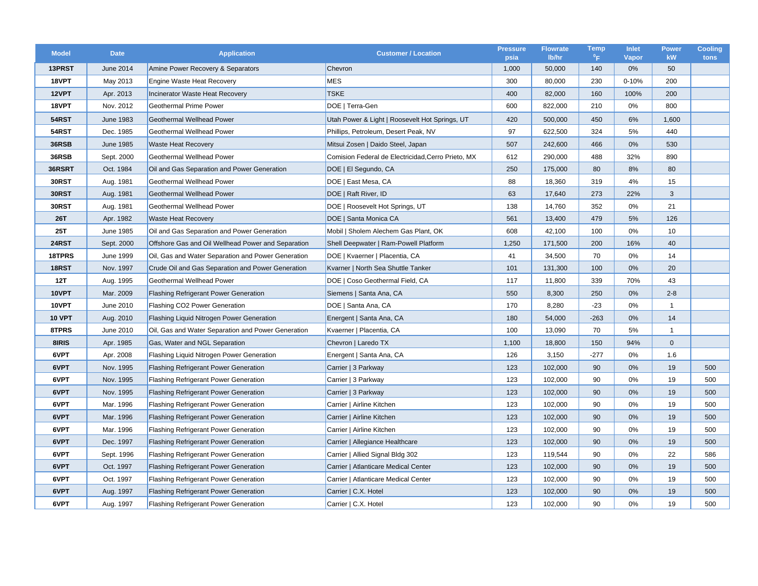| Model | Date | Application | Customer / Location | Pressure psia | Flowrate lb/hr | Temp °F | Inlet Vapor | Power kW | Cooling tons |
|---|---|---|---|---|---|---|---|---|---|
| 13PRST | June 2014 | Amine Power Recovery & Separators | Chevron | 1,000 | 50,000 | 140 | 0% | 50 | |
| 18VPT | May 2013 | Engine Waste Heat Recovery | MES | 300 | 80,000 | 230 | 0-10% | 200 | |
| 12VPT | Apr. 2013 | Incinerator Waste Heat Recovery | TSKE | 400 | 82,000 | 160 | 100% | 200 | |
| 18VPT | Nov. 2012 | Geothermal Prime Power | DOE \| Terra-Gen | 600 | 822,000 | 210 | 0% | 800 | |
| 54RST | June 1983 | Geothermal Wellhead Power | Utah Power & Light \| Roosevelt Hot Springs, UT | 420 | 500,000 | 450 | 6% | 1,600 | |
| 54RST | Dec. 1985 | Geothermal Wellhead Power | Phillips, Petroleum, Desert Peak, NV | 97 | 622,500 | 324 | 5% | 440 | |
| 36RSB | June 1985 | Waste Heat Recovery | Mitsui Zosen \| Daido Steel, Japan | 507 | 242,600 | 466 | 0% | 530 | |
| 36RSB | Sept. 2000 | Geothermal Wellhead Power | Comision Federal de Electricidad,Cerro Prieto, MX | 612 | 290,000 | 488 | 32% | 890 | |
| 36RSRT | Oct. 1984 | Oil and Gas Separation and Power Generation | DOE \| El Segundo, CA | 250 | 175,000 | 80 | 8% | 80 | |
| 30RST | Aug. 1981 | Geothermal Wellhead Power | DOE \| East Mesa, CA | 88 | 18,360 | 319 | 4% | 15 | |
| 30RST | Aug. 1981 | Geothermal Wellhead Power | DOE \| Raft River, ID | 63 | 17,640 | 273 | 22% | 3 | |
| 30RST | Aug. 1981 | Geothermal Wellhead Power | DOE \| Roosevelt Hot Springs, UT | 138 | 14,760 | 352 | 0% | 21 | |
| 26T | Apr. 1982 | Waste Heat Recovery | DOE \| Santa Monica CA | 561 | 13,400 | 479 | 5% | 126 | |
| 25T | June 1985 | Oil and Gas Separation and Power Generation | Mobil \| Sholem Alechem Gas Plant, OK | 608 | 42,100 | 100 | 0% | 10 | |
| 24RST | Sept. 2000 | Offshore Gas and Oil Wellhead Power and Separation | Shell Deepwater \| Ram-Powell Platform | 1,250 | 171,500 | 200 | 16% | 40 | |
| 18TPRS | June 1999 | Oil, Gas and Water Separation and Power Generation | DOE \| Kvaerner \| Placentia, CA | 41 | 34,500 | 70 | 0% | 14 | |
| 18RST | Nov. 1997 | Crude Oil and Gas Separation and Power Generation | Kvarner \| North Sea Shuttle Tanker | 101 | 131,300 | 100 | 0% | 20 | |
| 12T | Aug. 1995 | Geothermal Wellhead Power | DOE \| Coso Geothermal Field, CA | 117 | 11,800 | 339 | 70% | 43 | |
| 10VPT | Mar. 2009 | Flashing Refrigerant Power Generation | Siemens \| Santa Ana, CA | 550 | 8,300 | 250 | 0% | 2-8 | |
| 10VPT | June 2010 | Flashing CO2 Power Generation | DOE \| Santa Ana, CA | 170 | 8,280 | -23 | 0% | 1 | |
| 10 VPT | Aug. 2010 | Flashing Liquid Nitrogen Power Generation | Energent \| Santa Ana, CA | 180 | 54,000 | -263 | 0% | 14 | |
| 8TPRS | June 2010 | Oil, Gas and Water Separation and Power Generation | Kvaerner \| Placentia, CA | 100 | 13,090 | 70 | 5% | 1 | |
| 8IRIS | Apr. 1985 | Gas, Water and NGL Separation | Chevron \| Laredo TX | 1,100 | 18,800 | 150 | 94% | 0 | |
| 6VPT | Apr. 2008 | Flashing Liquid Nitrogen Power Generation | Energent \| Santa Ana, CA | 126 | 3,150 | -277 | 0% | 1.6 | |
| 6VPT | Nov. 1995 | Flashing Refrigerant Power Generation | Carrier \| 3 Parkway | 123 | 102,000 | 90 | 0% | 19 | 500 |
| 6VPT | Nov. 1995 | Flashing Refrigerant Power Generation | Carrier \| 3 Parkway | 123 | 102,000 | 90 | 0% | 19 | 500 |
| 6VPT | Nov. 1995 | Flashing Refrigerant Power Generation | Carrier \| 3 Parkway | 123 | 102,000 | 90 | 0% | 19 | 500 |
| 6VPT | Mar. 1996 | Flashing Refrigerant Power Generation | Carrier \| Airline Kitchen | 123 | 102,000 | 90 | 0% | 19 | 500 |
| 6VPT | Mar. 1996 | Flashing Refrigerant Power Generation | Carrier \| Airline Kitchen | 123 | 102,000 | 90 | 0% | 19 | 500 |
| 6VPT | Mar. 1996 | Flashing Refrigerant Power Generation | Carrier \| Airline Kitchen | 123 | 102,000 | 90 | 0% | 19 | 500 |
| 6VPT | Dec. 1997 | Flashing Refrigerant Power Generation | Carrier \| Allegiance Healthcare | 123 | 102,000 | 90 | 0% | 19 | 500 |
| 6VPT | Sept. 1996 | Flashing Refrigerant Power Generation | Carrier \| Allied Signal Bldg 302 | 123 | 119,544 | 90 | 0% | 22 | 586 |
| 6VPT | Oct. 1997 | Flashing Refrigerant Power Generation | Carrier \| Atlanticare Medical Center | 123 | 102,000 | 90 | 0% | 19 | 500 |
| 6VPT | Oct. 1997 | Flashing Refrigerant Power Generation | Carrier \| Atlanticare Medical Center | 123 | 102,000 | 90 | 0% | 19 | 500 |
| 6VPT | Aug. 1997 | Flashing Refrigerant Power Generation | Carrier \| C.X. Hotel | 123 | 102,000 | 90 | 0% | 19 | 500 |
| 6VPT | Aug. 1997 | Flashing Refrigerant Power Generation | Carrier \| C.X. Hotel | 123 | 102,000 | 90 | 0% | 19 | 500 |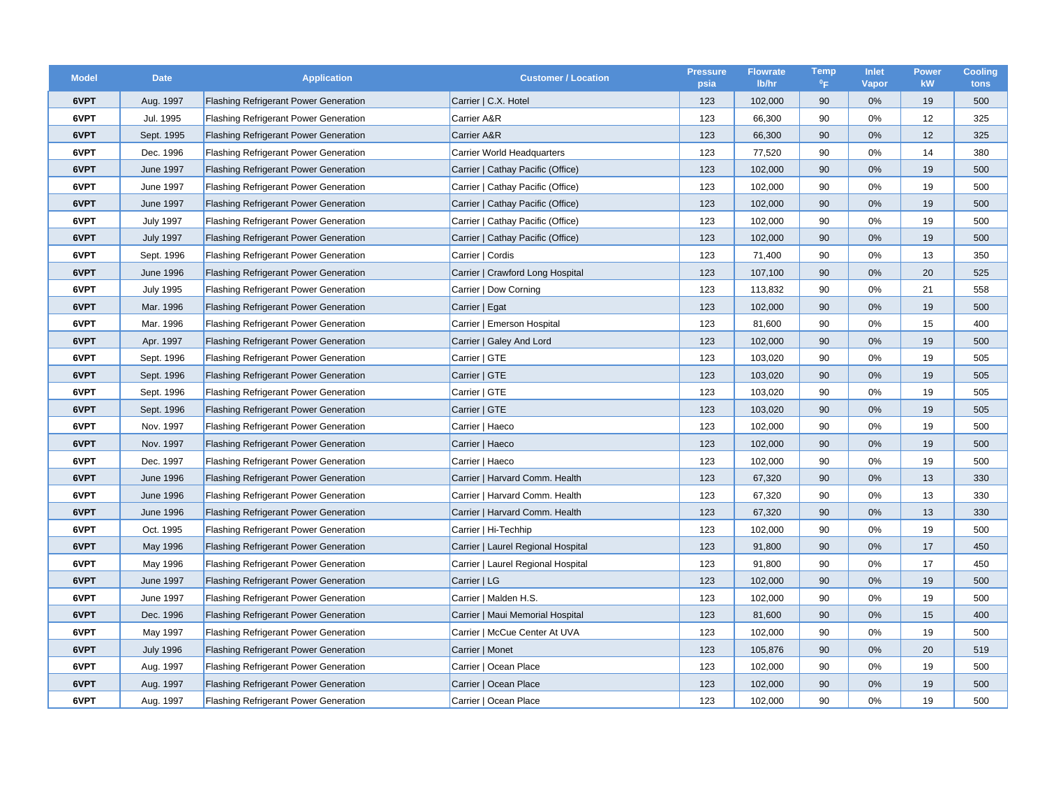| Model | Date | Application | Customer / Location | Pressure psia | Flowrate lb/hr | Temp $^0$F | Inlet Vapor | Power kW | Cooling tons |
|---|---|---|---|---|---|---|---|---|---|
| 6VPT | Aug. 1997 | Flashing Refrigerant Power Generation | Carrier \| C.X. Hotel | 123 | 102,000 | 90 | 0% | 19 | 500 |
| 6VPT | Jul. 1995 | Flashing Refrigerant Power Generation | Carrier A&R | 123 | 66,300 | 90 | 0% | 12 | 325 |
| 6VPT | Sept. 1995 | Flashing Refrigerant Power Generation | Carrier A&R | 123 | 66,300 | 90 | 0% | 12 | 325 |
| 6VPT | Dec. 1996 | Flashing Refrigerant Power Generation | Carrier World Headquarters | 123 | 77,520 | 90 | 0% | 14 | 380 |
| 6VPT | June 1997 | Flashing Refrigerant Power Generation | Carrier \| Cathay Pacific (Office) | 123 | 102,000 | 90 | 0% | 19 | 500 |
| 6VPT | June 1997 | Flashing Refrigerant Power Generation | Carrier \| Cathay Pacific (Office) | 123 | 102,000 | 90 | 0% | 19 | 500 |
| 6VPT | June 1997 | Flashing Refrigerant Power Generation | Carrier \| Cathay Pacific (Office) | 123 | 102,000 | 90 | 0% | 19 | 500 |
| 6VPT | July 1997 | Flashing Refrigerant Power Generation | Carrier \| Cathay Pacific (Office) | 123 | 102,000 | 90 | 0% | 19 | 500 |
| 6VPT | July 1997 | Flashing Refrigerant Power Generation | Carrier \| Cathay Pacific (Office) | 123 | 102,000 | 90 | 0% | 19 | 500 |
| 6VPT | Sept. 1996 | Flashing Refrigerant Power Generation | Carrier \| Cordis | 123 | 71,400 | 90 | 0% | 13 | 350 |
| 6VPT | June 1996 | Flashing Refrigerant Power Generation | Carrier \| Crawford Long Hospital | 123 | 107,100 | 90 | 0% | 20 | 525 |
| 6VPT | July 1995 | Flashing Refrigerant Power Generation | Carrier \| Dow Corning | 123 | 113,832 | 90 | 0% | 21 | 558 |
| 6VPT | Mar. 1996 | Flashing Refrigerant Power Generation | Carrier \| Egat | 123 | 102,000 | 90 | 0% | 19 | 500 |
| 6VPT | Mar. 1996 | Flashing Refrigerant Power Generation | Carrier \| Emerson Hospital | 123 | 81,600 | 90 | 0% | 15 | 400 |
| 6VPT | Apr. 1997 | Flashing Refrigerant Power Generation | Carrier \| Galey And Lord | 123 | 102,000 | 90 | 0% | 19 | 500 |
| 6VPT | Sept. 1996 | Flashing Refrigerant Power Generation | Carrier \| GTE | 123 | 103,020 | 90 | 0% | 19 | 505 |
| 6VPT | Sept. 1996 | Flashing Refrigerant Power Generation | Carrier \| GTE | 123 | 103,020 | 90 | 0% | 19 | 505 |
| 6VPT | Sept. 1996 | Flashing Refrigerant Power Generation | Carrier \| GTE | 123 | 103,020 | 90 | 0% | 19 | 505 |
| 6VPT | Sept. 1996 | Flashing Refrigerant Power Generation | Carrier \| GTE | 123 | 103,020 | 90 | 0% | 19 | 505 |
| 6VPT | Nov. 1997 | Flashing Refrigerant Power Generation | Carrier \| Haeco | 123 | 102,000 | 90 | 0% | 19 | 500 |
| 6VPT | Nov. 1997 | Flashing Refrigerant Power Generation | Carrier \| Haeco | 123 | 102,000 | 90 | 0% | 19 | 500 |
| 6VPT | Dec. 1997 | Flashing Refrigerant Power Generation | Carrier \| Haeco | 123 | 102,000 | 90 | 0% | 19 | 500 |
| 6VPT | June 1996 | Flashing Refrigerant Power Generation | Carrier \| Harvard Comm. Health | 123 | 67,320 | 90 | 0% | 13 | 330 |
| 6VPT | June 1996 | Flashing Refrigerant Power Generation | Carrier \| Harvard Comm. Health | 123 | 67,320 | 90 | 0% | 13 | 330 |
| 6VPT | June 1996 | Flashing Refrigerant Power Generation | Carrier \| Harvard Comm. Health | 123 | 67,320 | 90 | 0% | 13 | 330 |
| 6VPT | Oct. 1995 | Flashing Refrigerant Power Generation | Carrier \| Hi-Techhip | 123 | 102,000 | 90 | 0% | 19 | 500 |
| 6VPT | May 1996 | Flashing Refrigerant Power Generation | Carrier \| Laurel Regional Hospital | 123 | 91,800 | 90 | 0% | 17 | 450 |
| 6VPT | May 1996 | Flashing Refrigerant Power Generation | Carrier \| Laurel Regional Hospital | 123 | 91,800 | 90 | 0% | 17 | 450 |
| 6VPT | June 1997 | Flashing Refrigerant Power Generation | Carrier \| LG | 123 | 102,000 | 90 | 0% | 19 | 500 |
| 6VPT | June 1997 | Flashing Refrigerant Power Generation | Carrier \| Malden H.S. | 123 | 102,000 | 90 | 0% | 19 | 500 |
| 6VPT | Dec. 1996 | Flashing Refrigerant Power Generation | Carrier \| Maui Memorial Hospital | 123 | 81,600 | 90 | 0% | 15 | 400 |
| 6VPT | May 1997 | Flashing Refrigerant Power Generation | Carrier \| McCue Center At UVA | 123 | 102,000 | 90 | 0% | 19 | 500 |
| 6VPT | July 1996 | Flashing Refrigerant Power Generation | Carrier \| Monet | 123 | 105,876 | 90 | 0% | 20 | 519 |
| 6VPT | Aug. 1997 | Flashing Refrigerant Power Generation | Carrier \| Ocean Place | 123 | 102,000 | 90 | 0% | 19 | 500 |
| 6VPT | Aug. 1997 | Flashing Refrigerant Power Generation | Carrier \| Ocean Place | 123 | 102,000 | 90 | 0% | 19 | 500 |
| 6VPT | Aug. 1997 | Flashing Refrigerant Power Generation | Carrier \| Ocean Place | 123 | 102,000 | 90 | 0% | 19 | 500 |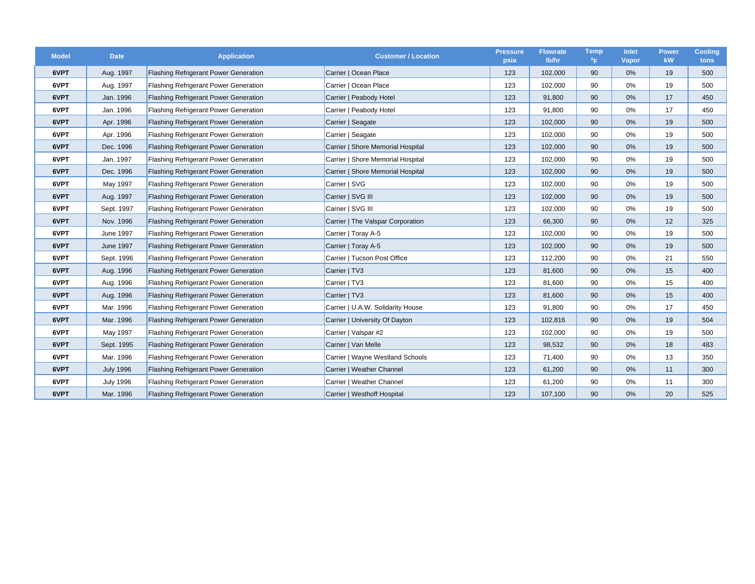| Model | Date | Application | Customer / Location | Pressure psia | Flowrate lb/hr | Temp $^0$F | Inlet Vapor | Power kW | Cooling tons |
|---|---|---|---|---|---|---|---|---|---|
| **6VPT** | Aug. 1997 | Flashing Refrigerant Power Generation | Carrier \| Ocean Place | 123 | 102,000 | 90 | 0% | 19 | 500 |
| **6VPT** | Aug. 1997 | Flashing Refrigerant Power Generation | Carrier \| Ocean Place | 123 | 102,000 | 90 | 0% | 19 | 500 |
| **6VPT** | Jan. 1996 | Flashing Refrigerant Power Generation | Carrier \| Peabody Hotel | 123 | 91,800 | 90 | 0% | 17 | 450 |
| **6VPT** | Jan. 1996 | Flashing Refrigerant Power Generation | Carrier \| Peabody Hotel | 123 | 91,800 | 90 | 0% | 17 | 450 |
| **6VPT** | Apr. 1996 | Flashing Refrigerant Power Generation | Carrier \| Seagate | 123 | 102,000 | 90 | 0% | 19 | 500 |
| **6VPT** | Apr. 1996 | Flashing Refrigerant Power Generation | Carrier \| Seagate | 123 | 102,000 | 90 | 0% | 19 | 500 |
| **6VPT** | Dec. 1996 | Flashing Refrigerant Power Generation | Carrier \| Shore Memorial Hospital | 123 | 102,000 | 90 | 0% | 19 | 500 |
| **6VPT** | Jan. 1997 | Flashing Refrigerant Power Generation | Carrier \| Shore Memorial Hospital | 123 | 102,000 | 90 | 0% | 19 | 500 |
| **6VPT** | Dec. 1996 | Flashing Refrigerant Power Generation | Carrier \| Shore Memorial Hospital | 123 | 102,000 | 90 | 0% | 19 | 500 |
| **6VPT** | May 1997 | Flashing Refrigerant Power Generation | Carrier \| SVG | 123 | 102,000 | 90 | 0% | 19 | 500 |
| **6VPT** | Aug. 1997 | Flashing Refrigerant Power Generation | Carrier \| SVG III | 123 | 102,000 | 90 | 0% | 19 | 500 |
| **6VPT** | Sept. 1997 | Flashing Refrigerant Power Generation | Carrier \| SVG III | 123 | 102,000 | 90 | 0% | 19 | 500 |
| **6VPT** | Nov. 1996 | Flashing Refrigerant Power Generation | Carrier \| The Valspar Corporation | 123 | 66,300 | 90 | 0% | 12 | 325 |
| **6VPT** | June 1997 | Flashing Refrigerant Power Generation | Carrier \| Toray A-5 | 123 | 102,000 | 90 | 0% | 19 | 500 |
| **6VPT** | June 1997 | Flashing Refrigerant Power Generation | Carrier \| Toray A-5 | 123 | 102,000 | 90 | 0% | 19 | 500 |
| **6VPT** | Sept. 1996 | Flashing Refrigerant Power Generation | Carrier \| Tucson Post Office | 123 | 112,200 | 90 | 0% | 21 | 550 |
| **6VPT** | Aug. 1996 | Flashing Refrigerant Power Generation | Carrier \| TV3 | 123 | 81,600 | 90 | 0% | 15 | 400 |
| **6VPT** | Aug. 1996 | Flashing Refrigerant Power Generation | Carrier \| TV3 | 123 | 81,600 | 90 | 0% | 15 | 400 |
| **6VPT** | Aug. 1996 | Flashing Refrigerant Power Generation | Carrier \| TV3 | 123 | 81,600 | 90 | 0% | 15 | 400 |
| **6VPT** | Mar. 1996 | Flashing Refrigerant Power Generation | Carrier \| U.A.W. Solidarity House | 123 | 91,800 | 90 | 0% | 17 | 450 |
| **6VPT** | Mar. 1996 | Flashing Refrigerant Power Generation | Carrier \| University Of Dayton | 123 | 102,816 | 90 | 0% | 19 | 504 |
| **6VPT** | May 1997 | Flashing Refrigerant Power Generation | Carrier \| Valspar #2 | 123 | 102,000 | 90 | 0% | 19 | 500 |
| **6VPT** | Sept. 1995 | Flashing Refrigerant Power Generation | Carrier \| Van Melle | 123 | 98,532 | 90 | 0% | 18 | 483 |
| **6VPT** | Mar. 1996 | Flashing Refrigerant Power Generation | Carrier \| Wayne Westland Schools | 123 | 71,400 | 90 | 0% | 13 | 350 |
| **6VPT** | July 1996 | Flashing Refrigerant Power Generation | Carrier \| Weather Channel | 123 | 61,200 | 90 | 0% | 11 | 300 |
| **6VPT** | July 1996 | Flashing Refrigerant Power Generation | Carrier \| Weather Channel | 123 | 61,200 | 90 | 0% | 11 | 300 |
| **6VPT** | Mar. 1996 | Flashing Refrigerant Power Generation | Carrier \| Westhoff Hospital | 123 | 107,100 | 90 | 0% | 20 | 525 |